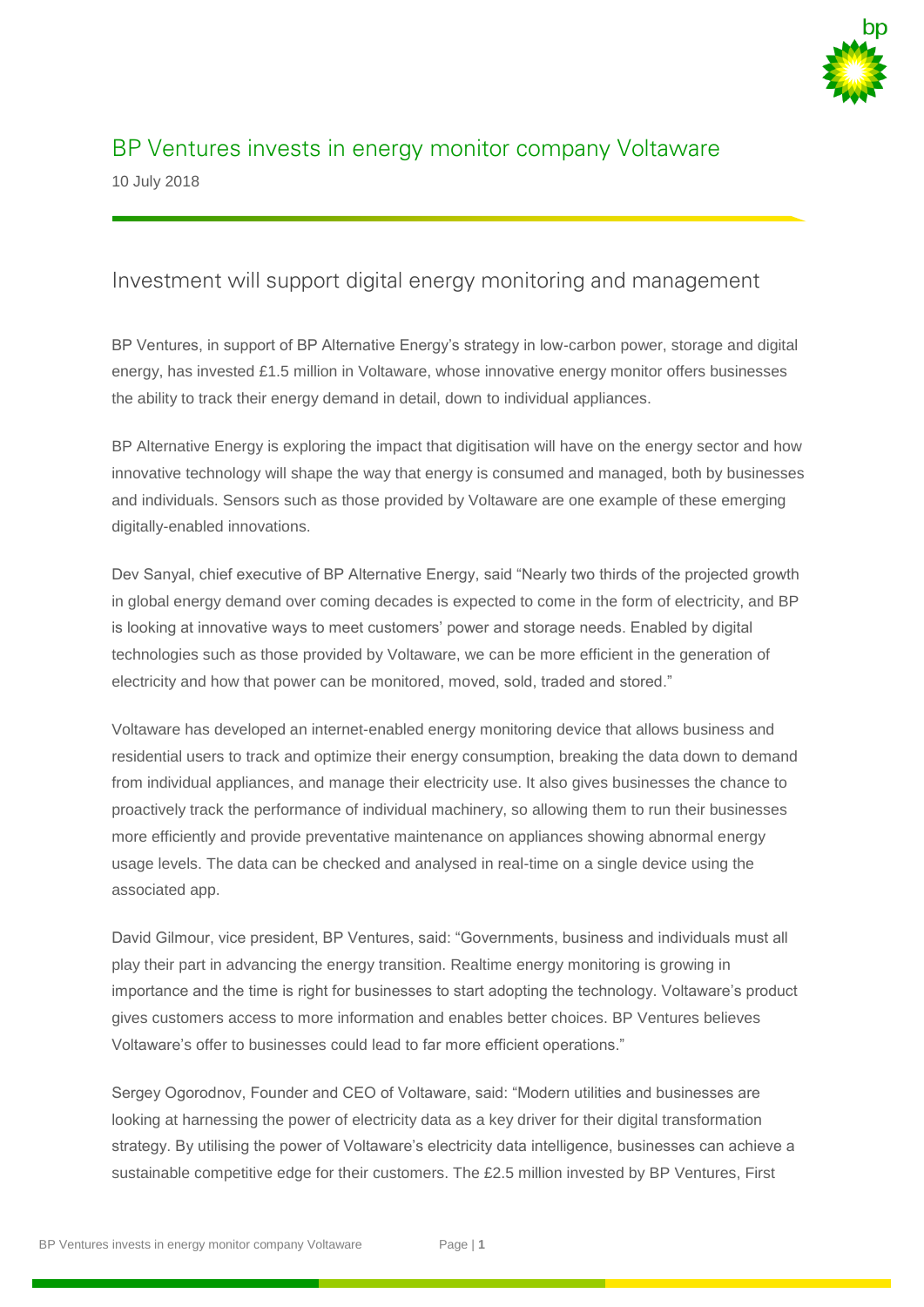# BP Ventures invests in energy monitor company Voltaware

10 July 2018

## Investment will support digital energy monitoring and management

BP Ventures, in support of BP Alternative Energy's strategy in low-carbon power, storage and digital energy, has invested £1.5 million in Voltaware, whose innovative energy monitor offers businesses the ability to track their energy demand in detail, down to individual appliances.

BP Alternative Energy is exploring the impact that digitisation will have on the energy sector and how innovative technology will shape the way that energy is consumed and managed, both by businesses and individuals. Sensors such as those provided by Voltaware are one example of these emerging digitally-enabled innovations.

Dev Sanyal, chief executive of BP Alternative Energy, said "Nearly two thirds of the projected growth in global energy demand over coming decades is expected to come in the form of electricity, and BP is looking at innovative ways to meet customers' power and storage needs. Enabled by digital technologies such as those provided by Voltaware, we can be more efficient in the generation of electricity and how that power can be monitored, moved, sold, traded and stored."

Voltaware has developed an internet-enabled energy monitoring device that allows business and residential users to track and optimize their energy consumption, breaking the data down to demand from individual appliances, and manage their electricity use. It also gives businesses the chance to proactively track the performance of individual machinery, so allowing them to run their businesses more efficiently and provide preventative maintenance on appliances showing abnormal energy usage levels. The data can be checked and analysed in real-time on a single device using the associated app.

David Gilmour, vice president, BP Ventures, said: "Governments, business and individuals must all play their part in advancing the energy transition. Realtime energy monitoring is growing in importance and the time is right for businesses to start adopting the technology. Voltaware's product gives customers access to more information and enables better choices. BP Ventures believes Voltaware's offer to businesses could lead to far more efficient operations."

Sergey Ogorodnov, Founder and CEO of Voltaware, said: "Modern utilities and businesses are looking at harnessing the power of electricity data as a key driver for their digital transformation strategy. By utilising the power of Voltaware's electricity data intelligence, businesses can achieve a sustainable competitive edge for their customers. The £2.5 million invested by BP Ventures, First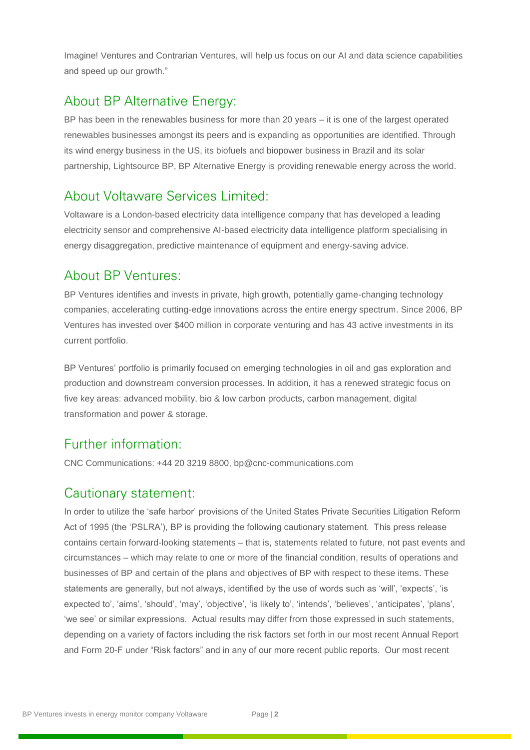Imagine! Ventures and Contrarian Ventures, will help us focus on our AI and data science capabilities and speed up our growth."

## About BP Alternative Energy:

BP has been in the renewables business for more than 20 years – it is one of the largest operated renewables businesses amongst its peers and is expanding as opportunities are identified. Through its wind energy business in the US, its biofuels and biopower business in Brazil and its solar partnership, Lightsource BP, BP Alternative Energy is providing renewable energy across the world.

## About Voltaware Services Limited:

Voltaware is a London-based electricity data intelligence company that has developed a leading electricity sensor and comprehensive AI-based electricity data intelligence platform specialising in energy disaggregation, predictive maintenance of equipment and energy-saving advice.

## About BP Ventures:

BP Ventures identifies and invests in private, high growth, potentially game-changing technology companies, accelerating cutting-edge innovations across the entire energy spectrum. Since 2006, BP Ventures has invested over $400 million in corporate venturing and has 43 active investments in its current portfolio.

BP Ventures' portfolio is primarily focused on emerging technologies in oil and gas exploration and production and downstream conversion processes. In addition, it has a renewed strategic focus on five key areas: advanced mobility, bio & low carbon products, carbon management, digital transformation and power & storage.

## Further information:

CNC Communications: +44 20 3219 8800, bp@cnc-communications.com

## Cautionary statement:

In order to utilize the 'safe harbor' provisions of the United States Private Securities Litigation Reform Act of 1995 (the 'PSLRA'), BP is providing the following cautionary statement. This press release contains certain forward-looking statements – that is, statements related to future, not past events and circumstances – which may relate to one or more of the financial condition, results of operations and businesses of BP and certain of the plans and objectives of BP with respect to these items. These statements are generally, but not always, identified by the use of words such as 'will', 'expects', 'is expected to', 'aims', 'should', 'may', 'objective', 'is likely to', 'intends', 'believes', 'anticipates', 'plans', 'we see' or similar expressions. Actual results may differ from those expressed in such statements, depending on a variety of factors including the risk factors set forth in our most recent Annual Report and Form 20-F under "Risk factors" and in any of our more recent public reports. Our most recent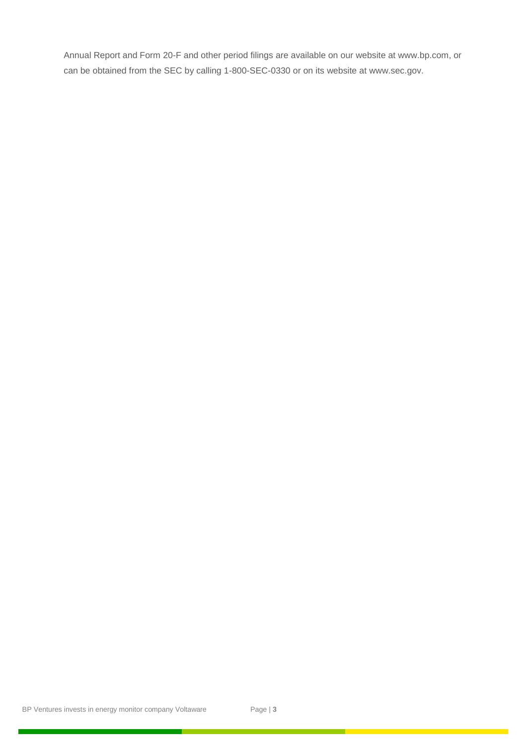Annual Report and Form 20-F and other period filings are available on our website at www.bp.com, or can be obtained from the SEC by calling 1-800-SEC-0330 or on its website at www.sec.gov.